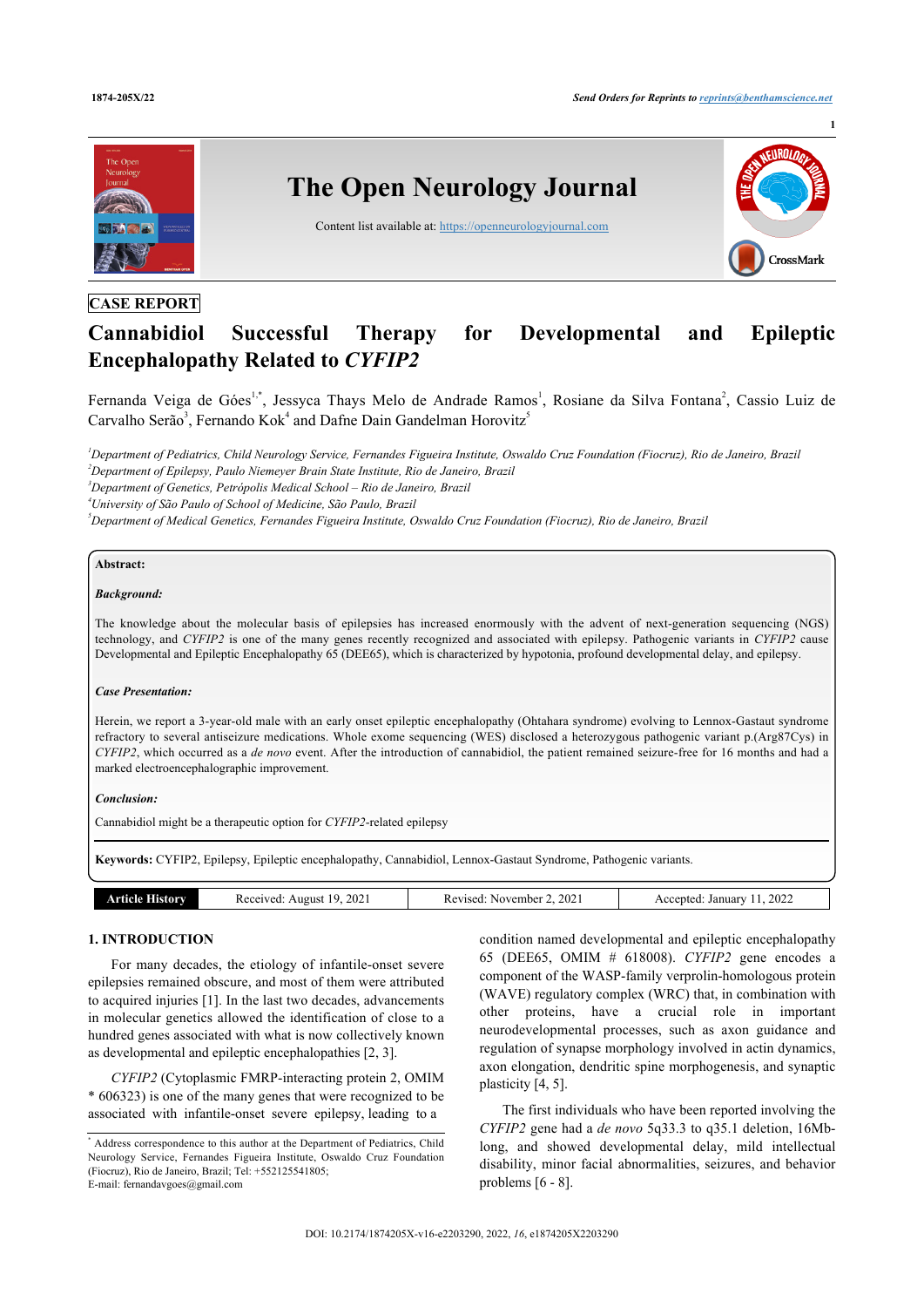**CASE REPORT**

# Cannabidiol Successful Therapy for Developmental and Epileptic Encephalopathy Related to *CYFIP2*

Fernanda Veiga de Góes[1,*], Jessyca Thays Melo de Andrade Ramos[1], Rosiane da Silva Fontana[2], Cassio Luiz de Carvalho Serão[3], Fernando Kok[4] and Dafne Dain Gandelman Horovitz[5]

[1]*Department of Pediatrics, Child Neurology Service, Fernandes Figueira Institute, Oswaldo Cruz Foundation (Fiocruz), Rio de Janeiro, Brazil*
[2]*Department of Epilepsy, Paulo Niemeyer Brain State Institute, Rio de Janeiro, Brazil*
[3]*Department of Genetics, Petrópolis Medical School – Rio de Janeiro, Brazil*
[4]*University of São Paulo of School of Medicine, São Paulo, Brazil*
[5]*Department of Medical Genetics, Fernandes Figueira Institute, Oswaldo Cruz Foundation (Fiocruz), Rio de Janeiro, Brazil*

**Abstract:**

***Background:***

The knowledge about the molecular basis of epilepsies has increased enormously with the advent of next-generation sequencing (NGS) technology, and *CYFIP2* is one of the many genes recently recognized and associated with epilepsy. Pathogenic variants in *CYFIP2* cause Developmental and Epileptic Encephalopathy 65 (DEE65), which is characterized by hypotonia, profound developmental delay, and epilepsy.

***Case Presentation:***

Herein, we report a 3-year-old male with an early onset epileptic encephalopathy (Ohtahara syndrome) evolving to Lennox-Gastaut syndrome refractory to several antiseizure medications. Whole exome sequencing (WES) disclosed a heterozygous pathogenic variant p.(Arg87Cys) in *CYFIP2*, which occurred as a *de novo* event. After the introduction of cannabidiol, the patient remained seizure-free for 16 months and had a marked electroencephalographic improvement.

***Conclusion:***

Cannabidiol might be a therapeutic option for *CYFIP2*-related epilepsy

**Keywords:** CYFIP2, Epilepsy, Epileptic encephalopathy, Cannabidiol, Lennox-Gastaut Syndrome, Pathogenic variants.

| Article History | Received: August 19, 2021 | Revised: November 2, 2021 | Accepted: January 11, 2022 |
|---|---|---|---|

## 1. INTRODUCTION

For many decades, the etiology of infantile-onset severe epilepsies remained obscure, and most of them were attributed to acquired injuries [1]. In the last two decades, advancements in molecular genetics allowed the identification of close to a hundred genes associated with what is now collectively known as developmental and epileptic encephalopathies [2, 3].

*CYFIP2* (Cytoplasmic FMRP-interacting protein 2, OMIM * 606323) is one of the many genes that were recognized to be associated with infantile-onset severe epilepsy, leading to a condition named developmental and epileptic encephalopathy 65 (DEE65, OMIM # 618008). *CYFIP2* gene encodes a component of the WASP-family verprolin-homologous protein (WAVE) regulatory complex (WRC) that, in combination with other proteins, have a crucial role in important neurodevelopmental processes, such as axon guidance and regulation of synapse morphology involved in actin dynamics, axon elongation, dendritic spine morphogenesis, and synaptic plasticity [4, 5].

The first individuals who have been reported involving the *CYFIP2* gene had a *de novo* 5q33.3 to q35.1 deletion, 16Mb-long, and showed developmental delay, mild intellectual disability, minor facial abnormalities, seizures, and behavior problems [6 - 8].

[*] Address correspondence to this author at the Department of Pediatrics, Child Neurology Service, Fernandes Figueira Institute, Oswaldo Cruz Foundation (Fiocruz), Rio de Janeiro, Brazil; Tel: +552125541805; E-mail: fernandavgoes@gmail.com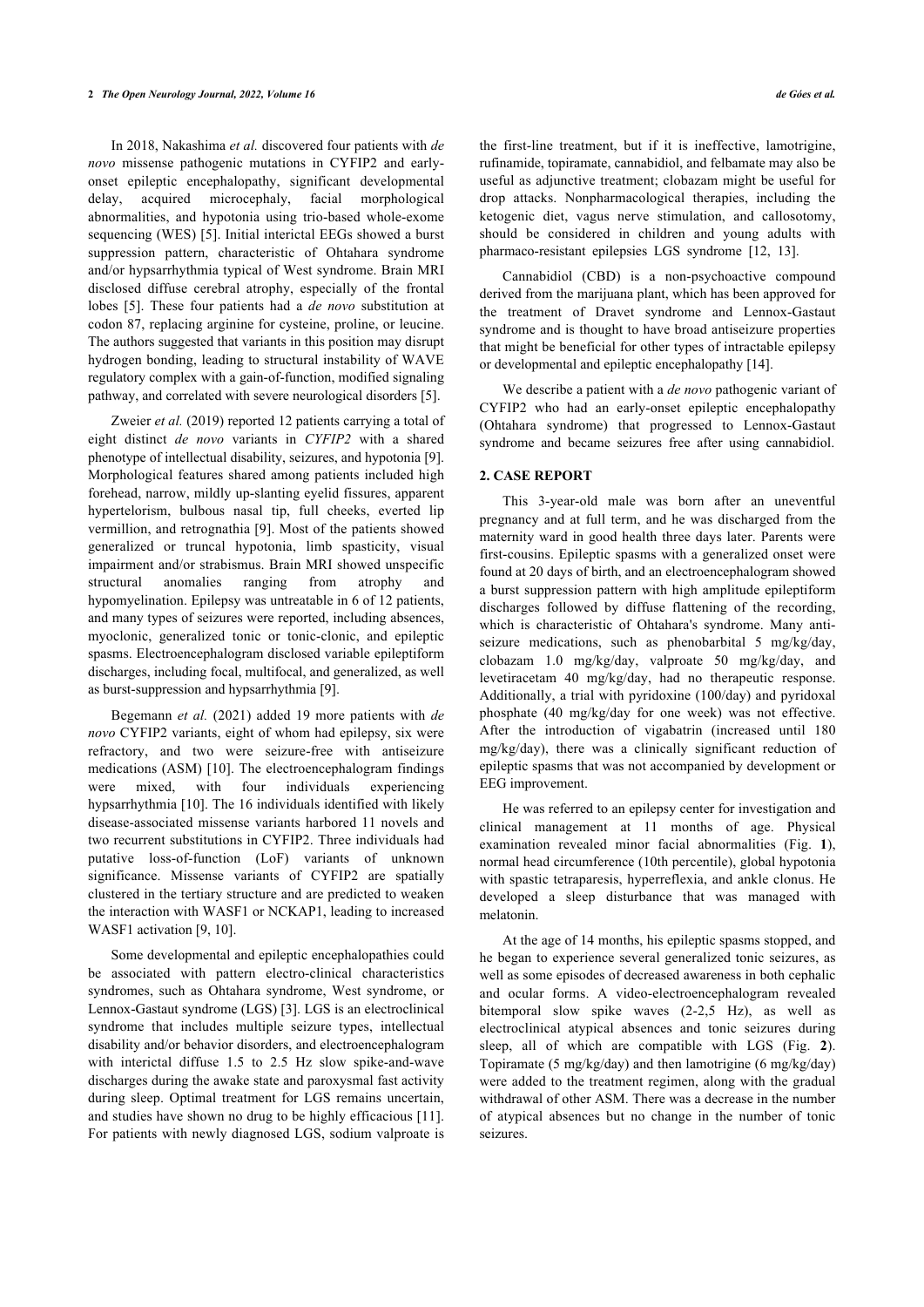In 2018, Nakashima *et al.* discovered four patients with *de novo* missense pathogenic mutations in CYFIP2 and early-onset epileptic encephalopathy, significant developmental delay, acquired microcephaly, facial morphological abnormalities, and hypotonia using trio-based whole-exome sequencing (WES) [5]. Initial interictal EEGs showed a burst suppression pattern, characteristic of Ohtahara syndrome and/or hypsarrhythmia typical of West syndrome. Brain MRI disclosed diffuse cerebral atrophy, especially of the frontal lobes [5]. These four patients had a *de novo* substitution at codon 87, replacing arginine for cysteine, proline, or leucine. The authors suggested that variants in this position may disrupt hydrogen bonding, leading to structural instability of WAVE regulatory complex with a gain-of-function, modified signaling pathway, and correlated with severe neurological disorders [5].

Zweier *et al.* (2019) reported 12 patients carrying a total of eight distinct *de novo* variants in *CYFIP2* with a shared phenotype of intellectual disability, seizures, and hypotonia [9]. Morphological features shared among patients included high forehead, narrow, mildly up-slanting eyelid fissures, apparent hypertelorism, bulbous nasal tip, full cheeks, everted lip vermillion, and retrognathia [9]. Most of the patients showed generalized or truncal hypotonia, limb spasticity, visual impairment and/or strabismus. Brain MRI showed unspecific structural anomalies ranging from atrophy and hypomyelination. Epilepsy was untreatable in 6 of 12 patients, and many types of seizures were reported, including absences, myoclonic, generalized tonic or tonic-clonic, and epileptic spasms. Electroencephalogram disclosed variable epileptiform discharges, including focal, multifocal, and generalized, as well as burst-suppression and hypsarrhythmia [9].

Begemann *et al.* (2021) added 19 more patients with *de novo* CYFIP2 variants, eight of whom had epilepsy, six were refractory, and two were seizure-free with antiseizure medications (ASM) [10]. The electroencephalogram findings were mixed, with four individuals experiencing hypsarrhythmia [10]. The 16 individuals identified with likely disease-associated missense variants harbored 11 novels and two recurrent substitutions in CYFIP2. Three individuals had putative loss-of-function (LoF) variants of unknown significance. Missense variants of CYFIP2 are spatially clustered in the tertiary structure and are predicted to weaken the interaction with WASF1 or NCKAP1, leading to increased WASF1 activation [9, 10].

Some developmental and epileptic encephalopathies could be associated with pattern electro-clinical characteristics syndromes, such as Ohtahara syndrome, West syndrome, or Lennox-Gastaut syndrome (LGS) [3]. LGS is an electroclinical syndrome that includes multiple seizure types, intellectual disability and/or behavior disorders, and electroencephalogram with interictal diffuse 1.5 to 2.5 Hz slow spike-and-wave discharges during the awake state and paroxysmal fast activity during sleep. Optimal treatment for LGS remains uncertain, and studies have shown no drug to be highly efficacious [11]. For patients with newly diagnosed LGS, sodium valproate is the first-line treatment, but if it is ineffective, lamotrigine, rufinamide, topiramate, cannabidiol, and felbamate may also be useful as adjunctive treatment; clobazam might be useful for drop attacks. Nonpharmacological therapies, including the ketogenic diet, vagus nerve stimulation, and callosotomy, should be considered in children and young adults with pharmaco-resistant epilepsies LGS syndrome [12, 13].

Cannabidiol (CBD) is a non-psychoactive compound derived from the marijuana plant, which has been approved for the treatment of Dravet syndrome and Lennox-Gastaut syndrome and is thought to have broad antiseizure properties that might be beneficial for other types of intractable epilepsy or developmental and epileptic encephalopathy [14].

We describe a patient with a *de novo* pathogenic variant of CYFIP2 who had an early-onset epileptic encephalopathy (Ohtahara syndrome) that progressed to Lennox-Gastaut syndrome and became seizures free after using cannabidiol.

## 2. CASE REPORT

This 3-year-old male was born after an uneventful pregnancy and at full term, and he was discharged from the maternity ward in good health three days later. Parents were first-cousins. Epileptic spasms with a generalized onset were found at 20 days of birth, and an electroencephalogram showed a burst suppression pattern with high amplitude epileptiform discharges followed by diffuse flattening of the recording, which is characteristic of Ohtahara's syndrome. Many anti-seizure medications, such as phenobarbital 5 mg/kg/day, clobazam 1.0 mg/kg/day, valproate 50 mg/kg/day, and levetiracetam 40 mg/kg/day, had no therapeutic response. Additionally, a trial with pyridoxine (100/day) and pyridoxal phosphate (40 mg/kg/day for one week) was not effective. After the introduction of vigabatrin (increased until 180 mg/kg/day), there was a clinically significant reduction of epileptic spasms that was not accompanied by development or EEG improvement.

He was referred to an epilepsy center for investigation and clinical management at 11 months of age. Physical examination revealed minor facial abnormalities (Fig. **1**), normal head circumference (10th percentile), global hypotonia with spastic tetraparesis, hyperreflexia, and ankle clonus. He developed a sleep disturbance that was managed with melatonin.

At the age of 14 months, his epileptic spasms stopped, and he began to experience several generalized tonic seizures, as well as some episodes of decreased awareness in both cephalic and ocular forms. A video-electroencephalogram revealed bitemporal slow spike waves (2-2,5 Hz), as well as electroclinical atypical absences and tonic seizures during sleep, all of which are compatible with LGS (Fig. **2**). Topiramate (5 mg/kg/day) and then lamotrigine (6 mg/kg/day) were added to the treatment regimen, along with the gradual withdrawal of other ASM. There was a decrease in the number of atypical absences but no change in the number of tonic seizures.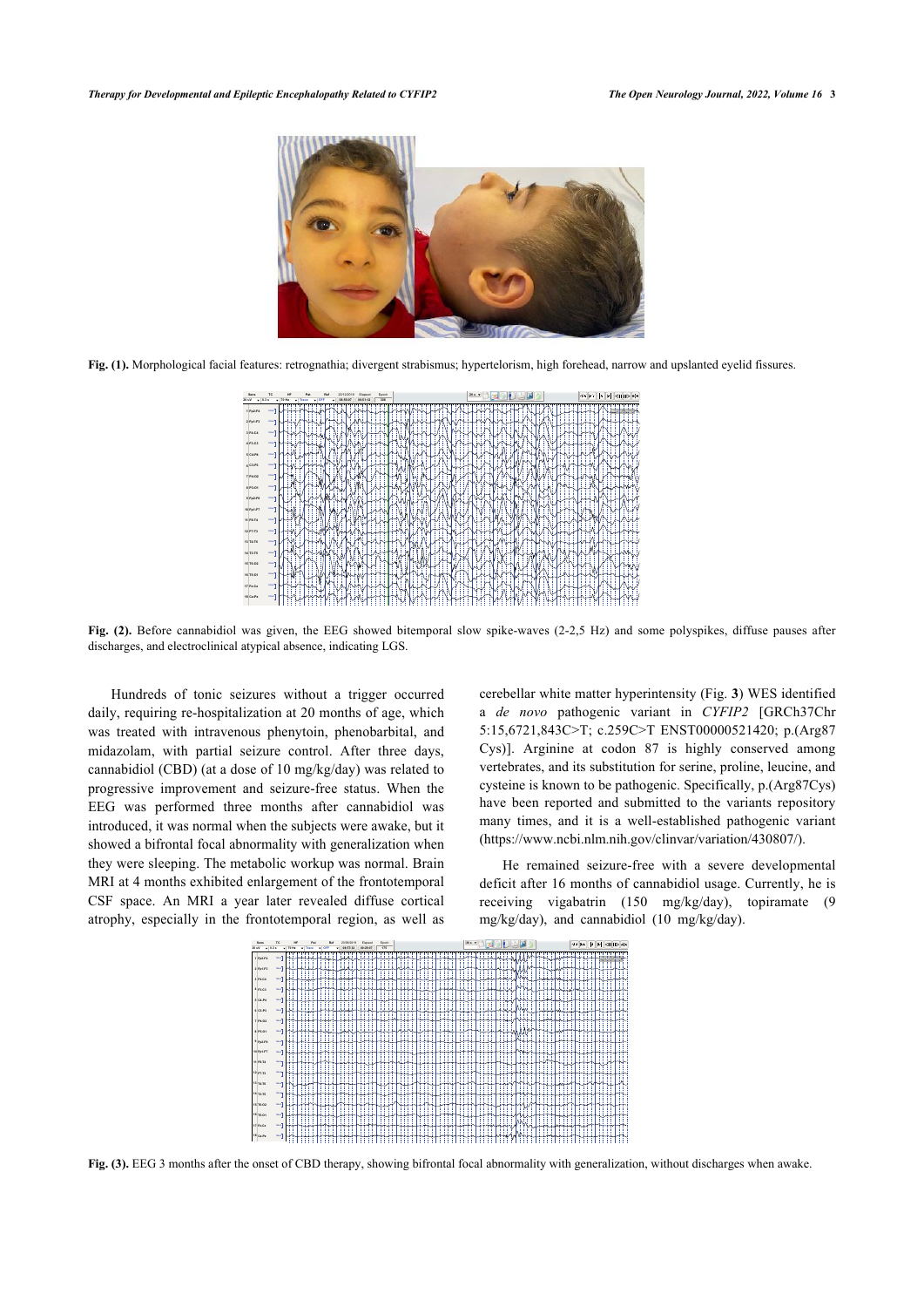Fig. (1). Morphological facial features: retrognathia; divergent strabismus; hypertelorism, high forehead, narrow and upslanted eyelid fissures.

Fig. (2). Before cannabidiol was given, the EEG showed bitemporal slow spike-waves (2-2,5 Hz) and some polyspikes, diffuse pauses after discharges, and electroclinical atypical absence, indicating LGS.

Hundreds of tonic seizures without a trigger occurred daily, requiring re-hospitalization at 20 months of age, which was treated with intravenous phenytoin, phenobarbital, and midazolam, with partial seizure control. After three days, cannabidiol (CBD) (at a dose of 10 mg/kg/day) was related to progressive improvement and seizure-free status. When the EEG was performed three months after cannabidiol was introduced, it was normal when the subjects were awake, but it showed a bifrontal focal abnormality with generalization when they were sleeping. The metabolic workup was normal. Brain MRI at 4 months exhibited enlargement of the frontotemporal CSF space. An MRI a year later revealed diffuse cortical atrophy, especially in the frontotemporal region, as well as cerebellar white matter hyperintensity (Fig. **3**) WES identified a *de novo* pathogenic variant in *CYFIP2* [GRCh37Chr 5:15,6721,843C>T; c.259C>T ENST00000521420; p.(Arg87 Cys)]. Arginine at codon 87 is highly conserved among vertebrates, and its substitution for serine, proline, leucine, and cysteine is known to be pathogenic. Specifically, p.(Arg87Cys) have been reported and submitted to the variants repository many times, and it is a well-established pathogenic variant (https://www.ncbi.nlm.nih.gov/clinvar/variation/430807/).

He remained seizure-free with a severe developmental deficit after 16 months of cannabidiol usage. Currently, he is receiving vigabatrin (150 mg/kg/day), topiramate (9 mg/kg/day), and cannabidiol (10 mg/kg/day).

Fig. (3). EEG 3 months after the onset of CBD therapy, showing bifrontal focal abnormality with generalization, without discharges when awake.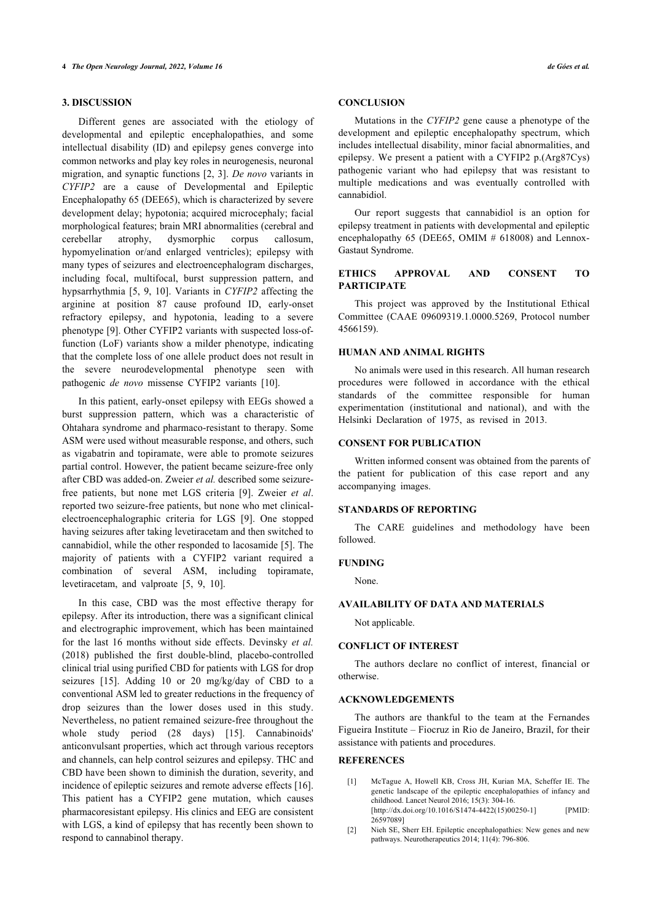## 3. DISCUSSION

Different genes are associated with the etiology of developmental and epileptic encephalopathies, and some intellectual disability (ID) and epilepsy genes converge into common networks and play key roles in neurogenesis, neuronal migration, and synaptic functions [2, 3]. *De novo* variants in *CYFIP2* are a cause of Developmental and Epileptic Encephalopathy 65 (DEE65), which is characterized by severe development delay; hypotonia; acquired microcephaly; facial morphological features; brain MRI abnormalities (cerebral and cerebellar atrophy, dysmorphic corpus callosum, hypomyelination or/and enlarged ventricles); epilepsy with many types of seizures and electroencephalogram discharges, including focal, multifocal, burst suppression pattern, and hypsarrhythmia [5, 9, 10]. Variants in *CYFIP2* affecting the arginine at position 87 cause profound ID, early-onset refractory epilepsy, and hypotonia, leading to a severe phenotype [9]. Other CYFIP2 variants with suspected loss-of-function (LoF) variants show a milder phenotype, indicating that the complete loss of one allele product does not result in the severe neurodevelopmental phenotype seen with pathogenic *de novo* missense CYFIP2 variants [10].

In this patient, early-onset epilepsy with EEGs showed a burst suppression pattern, which was a characteristic of Ohtahara syndrome and pharmaco-resistant to therapy. Some ASM were used without measurable response, and others, such as vigabatrin and topiramate, were able to promote seizures partial control. However, the patient became seizure-free only after CBD was added-on. Zweier *et al.* described some seizure-free patients, but none met LGS criteria [9]. Zweier *et al*. reported two seizure-free patients, but none who met clinical-electroencephalographic criteria for LGS [9]. One stopped having seizures after taking levetiracetam and then switched to cannabidiol, while the other responded to lacosamide [5]. The majority of patients with a CYFIP2 variant required a combination of several ASM, including topiramate, levetiracetam, and valproate [5, 9, 10].

In this case, CBD was the most effective therapy for epilepsy. After its introduction, there was a significant clinical and electrographic improvement, which has been maintained for the last 16 months without side effects. Devinsky *et al.* (2018) published the first double-blind, placebo-controlled clinical trial using purified CBD for patients with LGS for drop seizures [15]. Adding 10 or 20 mg/kg/day of CBD to a conventional ASM led to greater reductions in the frequency of drop seizures than the lower doses used in this study. Nevertheless, no patient remained seizure-free throughout the whole study period (28 days) [15]. Cannabinoids' anticonvulsant properties, which act through various receptors and channels, can help control seizures and epilepsy. THC and CBD have been shown to diminish the duration, severity, and incidence of epileptic seizures and remote adverse effects [16]. This patient has a CYFIP2 gene mutation, which causes pharmacoresistant epilepsy. His clinics and EEG are consistent with LGS, a kind of epilepsy that has recently been shown to respond to cannabinol therapy.

## CONCLUSION

Mutations in the *CYFIP2* gene cause a phenotype of the development and epileptic encephalopathy spectrum, which includes intellectual disability, minor facial abnormalities, and epilepsy. We present a patient with a CYFIP2 p.(Arg87Cys) pathogenic variant who had epilepsy that was resistant to multiple medications and was eventually controlled with cannabidiol.

Our report suggests that cannabidiol is an option for epilepsy treatment in patients with developmental and epileptic encephalopathy 65 (DEE65, OMIM # 618008) and Lennox-Gastaut Syndrome.

## ETHICS APPROVAL AND CONSENT TO PARTICIPATE

This project was approved by the Institutional Ethical Committee (CAAE 09609319.1.0000.5269, Protocol number 4566159).

## HUMAN AND ANIMAL RIGHTS

No animals were used in this research. All human research procedures were followed in accordance with the ethical standards of the committee responsible for human experimentation (institutional and national), and with the Helsinki Declaration of 1975, as revised in 2013.

## CONSENT FOR PUBLICATION

Written informed consent was obtained from the parents of the patient for publication of this case report and any accompanying images.

## STANDARDS OF REPORTING

The CARE guidelines and methodology have been followed.

## FUNDING

None.

## AVAILABILITY OF DATA AND MATERIALS

Not applicable.

## CONFLICT OF INTEREST

The authors declare no conflict of interest, financial or otherwise.

## ACKNOWLEDGEMENTS

The authors are thankful to the team at the Fernandes Figueira Institute – Fiocruz in Rio de Janeiro, Brazil, for their assistance with patients and procedures.

## REFERENCES

[1] McTague A, Howell KB, Cross JH, Kurian MA, Scheffer IE. The genetic landscape of the epileptic encephalopathies of infancy and childhood. Lancet Neurol 2016; 15(3): 304-16. [http://dx.doi.org/10.1016/S1474-4422(15)00250-1] [PMID: 26597089]

[2] Nieh SE, Sherr EH. Epileptic encephalopathies: New genes and new pathways. Neurotherapeutics 2014; 11(4): 796-806.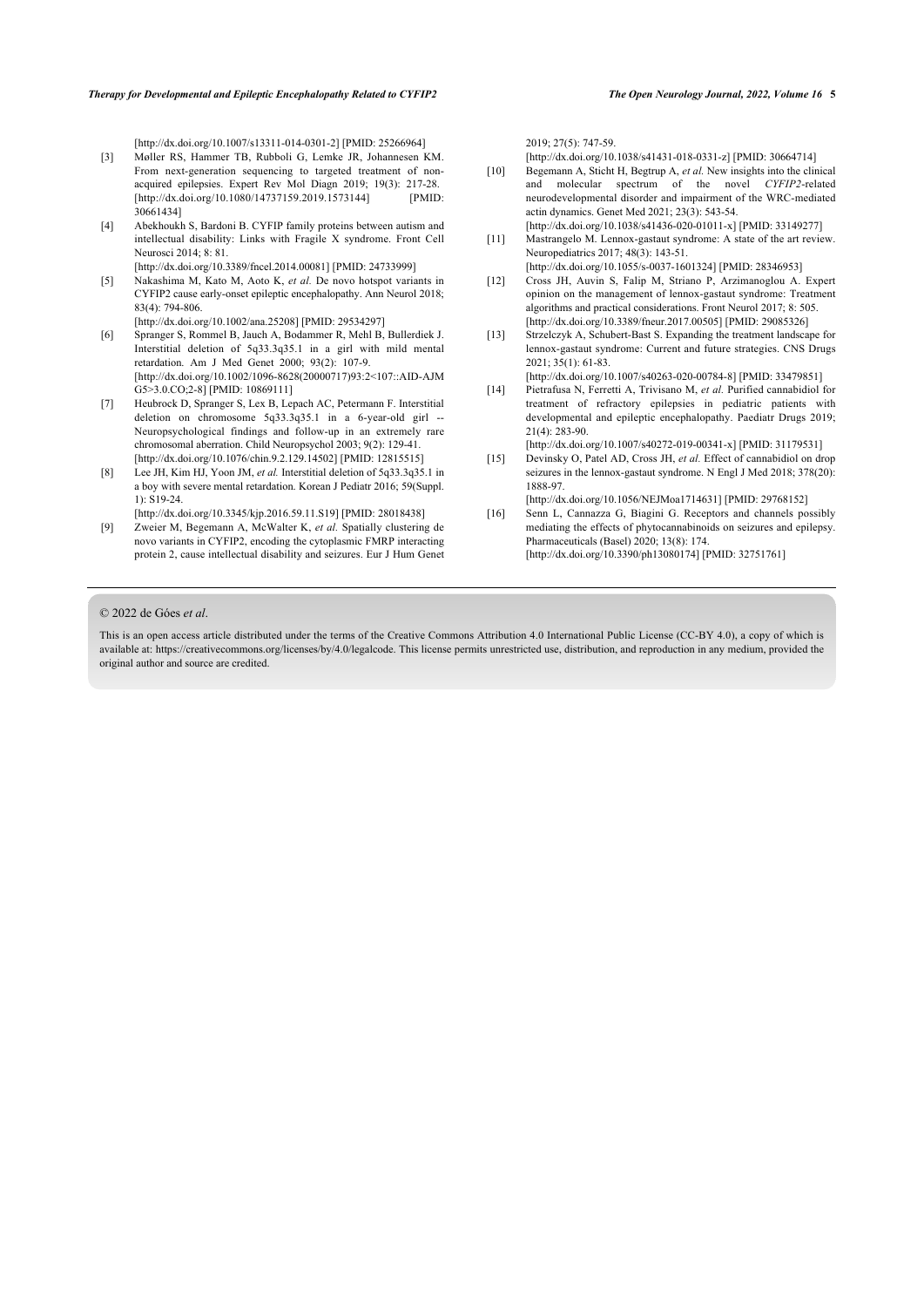[http://dx.doi.org/10.1007/s13311-014-0301-2] [PMID: 25266964]

[3] Møller RS, Hammer TB, Rubboli G, Lemke JR, Johannesen KM. From next-generation sequencing to targeted treatment of non-acquired epilepsies. Expert Rev Mol Diagn 2019; 19(3): 217-28. [http://dx.doi.org/10.1080/14737159.2019.1573144] [PMID: 30661434]

[4] Abekhoukh S, Bardoni B. CYFIP family proteins between autism and intellectual disability: Links with Fragile X syndrome. Front Cell Neurosci 2014; 8: 81. [http://dx.doi.org/10.3389/fncel.2014.00081] [PMID: 24733999]

[5] Nakashima M, Kato M, Aoto K, *et al.* De novo hotspot variants in CYFIP2 cause early-onset epileptic encephalopathy. Ann Neurol 2018; 83(4): 794-806. [http://dx.doi.org/10.1002/ana.25208] [PMID: 29534297]

[6] Spranger S, Rommel B, Jauch A, Bodammer R, Mehl B, Bullerdiek J. Interstitial deletion of 5q33.3q35.1 in a girl with mild mental retardation. Am J Med Genet 2000; 93(2): 107-9. [http://dx.doi.org/10.1002/1096-8628(20000717)93:2<107::AID-AJMG5>3.0.CO;2-8] [PMID: 10869111]

[7] Heubrock D, Spranger S, Lex B, Lepach AC, Petermann F. Interstitial deletion on chromosome 5q33.3q35.1 in a 6-year-old girl -- Neuropsychological findings and follow-up in an extremely rare chromosomal aberration. Child Neuropsychol 2003; 9(2): 129-41. [http://dx.doi.org/10.1076/chin.9.2.129.14502] [PMID: 12815515]

[8] Lee JH, Kim HJ, Yoon JM, *et al.* Interstitial deletion of 5q33.3q35.1 in a boy with severe mental retardation. Korean J Pediatr 2016; 59(Suppl. 1): S19-24. [http://dx.doi.org/10.3345/kjp.2016.59.11.S19] [PMID: 28018438]

[9] Zweier M, Begemann A, McWalter K, *et al.* Spatially clustering de novo variants in CYFIP2, encoding the cytoplasmic FMRP interacting protein 2, cause intellectual disability and seizures. Eur J Hum Genet 2019; 27(5): 747-59. [http://dx.doi.org/10.1038/s41431-018-0331-z] [PMID: 30664714]

[10] Begemann A, Sticht H, Begtrup A, *et al.* New insights into the clinical and molecular spectrum of the novel *CYFIP2*-related neurodevelopmental disorder and impairment of the WRC-mediated actin dynamics. Genet Med 2021; 23(3): 543-54. [http://dx.doi.org/10.1038/s41436-020-01011-x] [PMID: 33149277]

[11] Mastrangelo M. Lennox-gastaut syndrome: A state of the art review. Neuropediatrics 2017; 48(3): 143-51. [http://dx.doi.org/10.1055/s-0037-1601324] [PMID: 28346953]

[12] Cross JH, Auvin S, Falip M, Striano P, Arzimanoglou A. Expert opinion on the management of lennox-gastaut syndrome: Treatment algorithms and practical considerations. Front Neurol 2017; 8: 505. [http://dx.doi.org/10.3389/fneur.2017.00505] [PMID: 29085326]

[13] Strzelczyk A, Schubert-Bast S. Expanding the treatment landscape for lennox-gastaut syndrome: Current and future strategies. CNS Drugs 2021; 35(1): 61-83. [http://dx.doi.org/10.1007/s40263-020-00784-8] [PMID: 33479851]

[14] Pietrafusa N, Ferretti A, Trivisano M, *et al.* Purified cannabidiol for treatment of refractory epilepsies in pediatric patients with developmental and epileptic encephalopathy. Paediatr Drugs 2019; 21(4): 283-90. [http://dx.doi.org/10.1007/s40272-019-00341-x] [PMID: 31179531]

[15] Devinsky O, Patel AD, Cross JH, *et al.* Effect of cannabidiol on drop seizures in the lennox-gastaut syndrome. N Engl J Med 2018; 378(20): 1888-97. [http://dx.doi.org/10.1056/NEJMoa1714631] [PMID: 29768152]

[16] Senn L, Cannazza G, Biagini G. Receptors and channels possibly mediating the effects of phytocannabinoids on seizures and epilepsy. Pharmaceuticals (Basel) 2020; 13(8): 174. [http://dx.doi.org/10.3390/ph13080174] [PMID: 32751761]

© 2022 de Góes *et al*.

This is an open access article distributed under the terms of the Creative Commons Attribution 4.0 International Public License (CC-BY 4.0), a copy of which is available at: https://creativecommons.org/licenses/by/4.0/legalcode. This license permits unrestricted use, distribution, and reproduction in any medium, provided the original author and source are credited.